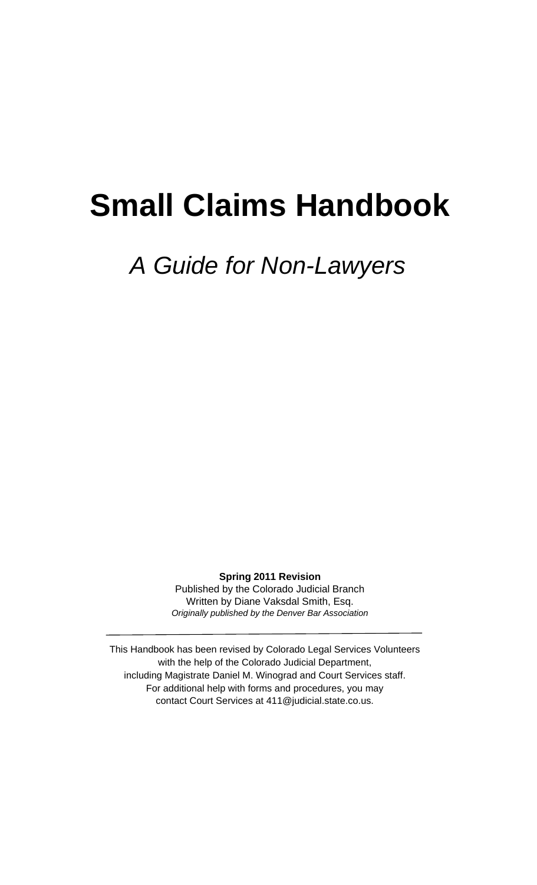# Small Claims Handbook

*A Guide for Non-Lawyers*

**Spring 2011 Revision**
Published by the Colorado Judicial Branch
Written by Diane Vaksdal Smith, Esq.
*Originally published by the Denver Bar Association*

---

This Handbook has been revised by Colorado Legal Services Volunteers
with the help of the Colorado Judicial Department,
including Magistrate Daniel M. Winograd and Court Services staff.
For additional help with forms and procedures, you may
contact Court Services at 411@judicial.state.co.us.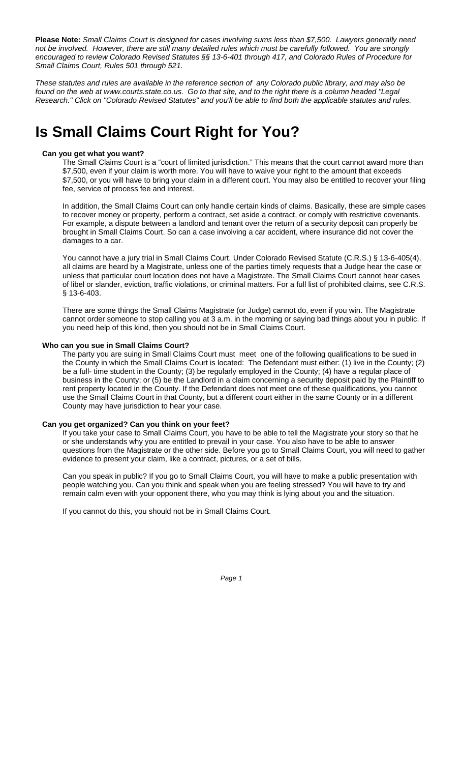**Please Note:** *Small Claims Court is designed for cases involving sums less than $7,500. Lawyers generally need not be involved. However, there are still many detailed rules which must be carefully followed. You are strongly encouraged to review Colorado Revised Statutes §§ 13-6-401 through 417, and Colorado Rules of Procedure for Small Claims Court, Rules 501 through 521.*

*These statutes and rules are available in the reference section of any Colorado public library, and may also be found on the web at www.courts.state.co.us. Go to that site, and to the right there is a column headed "Legal Research." Click on "Colorado Revised Statutes" and you'll be able to find both the applicable statutes and rules.*

# Is Small Claims Court Right for You?

**Can you get what you want?**

The Small Claims Court is a "court of limited jurisdiction." This means that the court cannot award more than $7,500, even if your claim is worth more. You will have to waive your right to the amount that exceeds $7,500, or you will have to bring your claim in a different court. You may also be entitled to recover your filing fee, service of process fee and interest.

In addition, the Small Claims Court can only handle certain kinds of claims. Basically, these are simple cases to recover money or property, perform a contract, set aside a contract, or comply with restrictive covenants. For example, a dispute between a landlord and tenant over the return of a security deposit can properly be brought in Small Claims Court. So can a case involving a car accident, where insurance did not cover the damages to a car.

You cannot have a jury trial in Small Claims Court. Under Colorado Revised Statute (C.R.S.) § 13-6-405(4), all claims are heard by a Magistrate, unless one of the parties timely requests that a Judge hear the case or unless that particular court location does not have a Magistrate. The Small Claims Court cannot hear cases of libel or slander, eviction, traffic violations, or criminal matters. For a full list of prohibited claims, see C.R.S. § 13-6-403.

There are some things the Small Claims Magistrate (or Judge) cannot do, even if you win. The Magistrate cannot order someone to stop calling you at 3 a.m. in the morning or saying bad things about you in public. If you need help of this kind, then you should not be in Small Claims Court.

**Who can you sue in Small Claims Court?**

The party you are suing in Small Claims Court must meet one of the following qualifications to be sued in the County in which the Small Claims Court is located: The Defendant must either: (1) live in the County; (2) be a full- time student in the County; (3) be regularly employed in the County; (4) have a regular place of business in the County; or (5) be the Landlord in a claim concerning a security deposit paid by the Plaintiff to rent property located in the County. If the Defendant does not meet one of these qualifications, you cannot use the Small Claims Court in that County, but a different court either in the same County or in a different County may have jurisdiction to hear your case.

**Can you get organized? Can you think on your feet?**

If you take your case to Small Claims Court, you have to be able to tell the Magistrate your story so that he or she understands why you are entitled to prevail in your case. You also have to be able to answer questions from the Magistrate or the other side. Before you go to Small Claims Court, you will need to gather evidence to present your claim, like a contract, pictures, or a set of bills.

Can you speak in public? If you go to Small Claims Court, you will have to make a public presentation with people watching you. Can you think and speak when you are feeling stressed? You will have to try and remain calm even with your opponent there, who you may think is lying about you and the situation.

If you cannot do this, you should not be in Small Claims Court.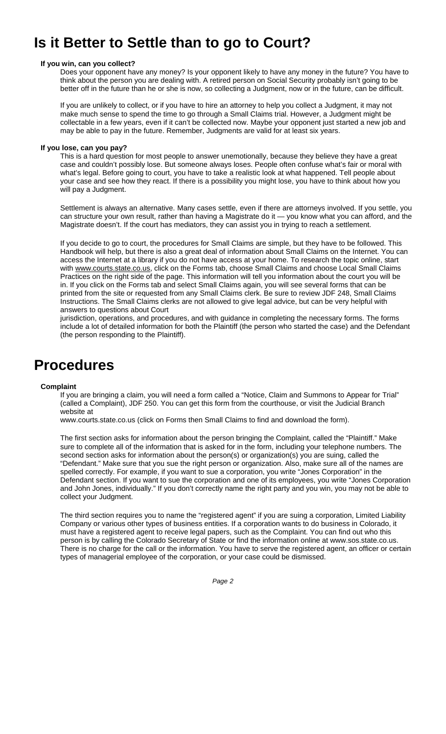# Is it Better to Settle than to go to Court?

### If you win, can you collect?

Does your opponent have any money? Is your opponent likely to have any money in the future? You have to think about the person you are dealing with. A retired person on Social Security probably isn't going to be better off in the future than he or she is now, so collecting a Judgment, now or in the future, can be difficult.

If you are unlikely to collect, or if you have to hire an attorney to help you collect a Judgment, it may not make much sense to spend the time to go through a Small Claims trial. However, a Judgment might be collectable in a few years, even if it can't be collected now. Maybe your opponent just started a new job and may be able to pay in the future. Remember, Judgments are valid for at least six years.

### If you lose, can you pay?

This is a hard question for most people to answer unemotionally, because they believe they have a great case and couldn't possibly lose. But someone always loses. People often confuse what's fair or moral with what's legal. Before going to court, you have to take a realistic look at what happened. Tell people about your case and see how they react. If there is a possibility you might lose, you have to think about how you will pay a Judgment.

Settlement is always an alternative. Many cases settle, even if there are attorneys involved. If you settle, you can structure your own result, rather than having a Magistrate do it — you know what you can afford, and the Magistrate doesn't. If the court has mediators, they can assist you in trying to reach a settlement.

If you decide to go to court, the procedures for Small Claims are simple, but they have to be followed. This Handbook will help, but there is also a great deal of information about Small Claims on the Internet. You can access the Internet at a library if you do not have access at your home. To research the topic online, start with www.courts.state.co.us, click on the Forms tab, choose Small Claims and choose Local Small Claims Practices on the right side of the page. This information will tell you information about the court you will be in. If you click on the Forms tab and select Small Claims again, you will see several forms that can be printed from the site or requested from any Small Claims clerk. Be sure to review JDF 248, Small Claims Instructions. The Small Claims clerks are not allowed to give legal advice, but can be very helpful with answers to questions about Court jurisdiction, operations, and procedures, and with guidance in completing the necessary forms. The forms include a lot of detailed information for both the Plaintiff (the person who started the case) and the Defendant (the person responding to the Plaintiff).

# Procedures

### Complaint

If you are bringing a claim, you will need a form called a "Notice, Claim and Summons to Appear for Trial" (called a Complaint), JDF 250. You can get this form from the courthouse, or visit the Judicial Branch website at www.courts.state.co.us (click on Forms then Small Claims to find and download the form).

The first section asks for information about the person bringing the Complaint, called the "Plaintiff." Make sure to complete all of the information that is asked for in the form, including your telephone numbers. The second section asks for information about the person(s) or organization(s) you are suing, called the "Defendant." Make sure that you sue the right person or organization. Also, make sure all of the names are spelled correctly. For example, if you want to sue a corporation, you write "Jones Corporation" in the Defendant section. If you want to sue the corporation and one of its employees, you write "Jones Corporation and John Jones, individually." If you don't correctly name the right party and you win, you may not be able to collect your Judgment.

The third section requires you to name the "registered agent" if you are suing a corporation, Limited Liability Company or various other types of business entities. If a corporation wants to do business in Colorado, it must have a registered agent to receive legal papers, such as the Complaint. You can find out who this person is by calling the Colorado Secretary of State or find the information online at www.sos.state.co.us. There is no charge for the call or the information. You have to serve the registered agent, an officer or certain types of managerial employee of the corporation, or your case could be dismissed.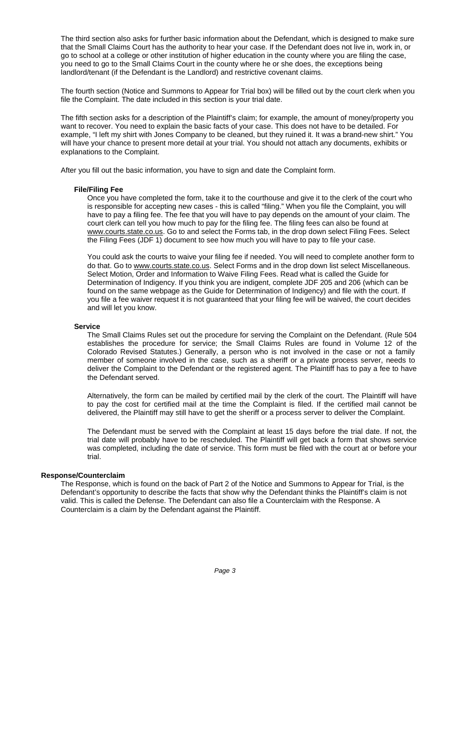The third section also asks for further basic information about the Defendant, which is designed to make sure that the Small Claims Court has the authority to hear your case. If the Defendant does not live in, work in, or go to school at a college or other institution of higher education in the county where you are filing the case, you need to go to the Small Claims Court in the county where he or she does, the exceptions being landlord/tenant (if the Defendant is the Landlord) and restrictive covenant claims.

The fourth section (Notice and Summons to Appear for Trial box) will be filled out by the court clerk when you file the Complaint. The date included in this section is your trial date.

The fifth section asks for a description of the Plaintiff's claim; for example, the amount of money/property you want to recover. You need to explain the basic facts of your case. This does not have to be detailed. For example, "I left my shirt with Jones Company to be cleaned, but they ruined it. It was a brand-new shirt." You will have your chance to present more detail at your trial. You should not attach any documents, exhibits or explanations to the Complaint.

After you fill out the basic information, you have to sign and date the Complaint form.

**File/Filing Fee**

Once you have completed the form, take it to the courthouse and give it to the clerk of the court who is responsible for accepting new cases - this is called "filing." When you file the Complaint, you will have to pay a filing fee. The fee that you will have to pay depends on the amount of your claim. The court clerk can tell you how much to pay for the filing fee. The filing fees can also be found at www.courts.state.co.us. Go to and select the Forms tab, in the drop down select Filing Fees. Select the Filing Fees (JDF 1) document to see how much you will have to pay to file your case.

You could ask the courts to waive your filing fee if needed. You will need to complete another form to do that. Go to www.courts.state.co.us. Select Forms and in the drop down list select Miscellaneous. Select Motion, Order and Information to Waive Filing Fees. Read what is called the Guide for Determination of Indigency. If you think you are indigent, complete JDF 205 and 206 (which can be found on the same webpage as the Guide for Determination of Indigency) and file with the court. If you file a fee waiver request it is not guaranteed that your filing fee will be waived, the court decides and will let you know.

**Service**

The Small Claims Rules set out the procedure for serving the Complaint on the Defendant. (Rule 504 establishes the procedure for service; the Small Claims Rules are found in Volume 12 of the Colorado Revised Statutes.) Generally, a person who is not involved in the case or not a family member of someone involved in the case, such as a sheriff or a private process server, needs to deliver the Complaint to the Defendant or the registered agent. The Plaintiff has to pay a fee to have the Defendant served.

Alternatively, the form can be mailed by certified mail by the clerk of the court. The Plaintiff will have to pay the cost for certified mail at the time the Complaint is filed. If the certified mail cannot be delivered, the Plaintiff may still have to get the sheriff or a process server to deliver the Complaint.

The Defendant must be served with the Complaint at least 15 days before the trial date. If not, the trial date will probably have to be rescheduled. The Plaintiff will get back a form that shows service was completed, including the date of service. This form must be filed with the court at or before your trial.

**Response/Counterclaim**

The Response, which is found on the back of Part 2 of the Notice and Summons to Appear for Trial, is the Defendant's opportunity to describe the facts that show why the Defendant thinks the Plaintiff's claim is not valid. This is called the Defense. The Defendant can also file a Counterclaim with the Response. A Counterclaim is a claim by the Defendant against the Plaintiff.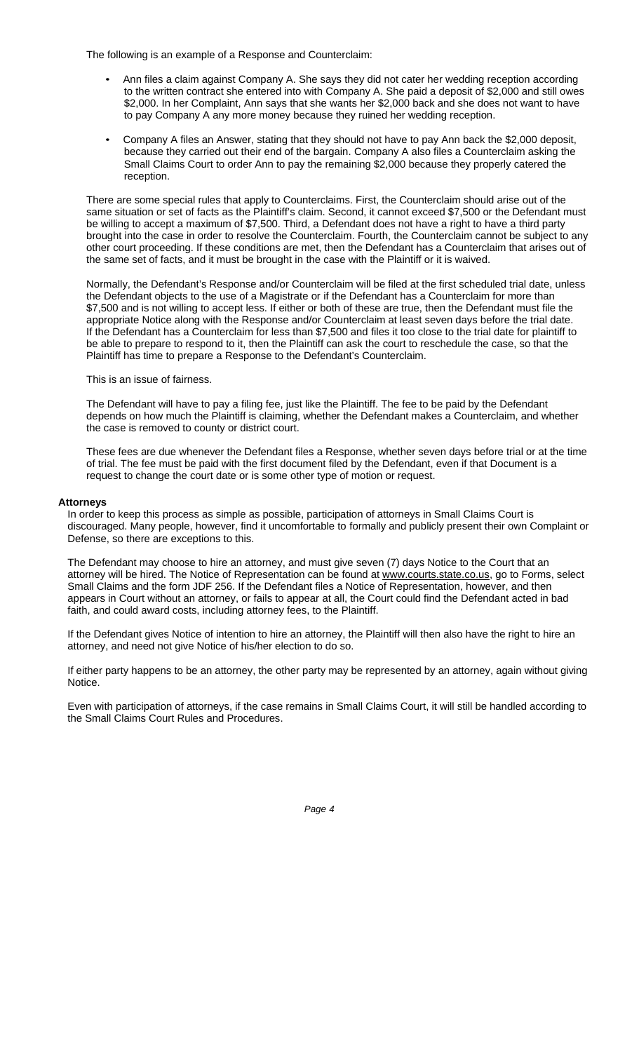The following is an example of a Response and Counterclaim:

- Ann files a claim against Company A. She says they did not cater her wedding reception according to the written contract she entered into with Company A. She paid a deposit of $2,000 and still owes $2,000. In her Complaint, Ann says that she wants her $2,000 back and she does not want to have to pay Company A any more money because they ruined her wedding reception.
- Company A files an Answer, stating that they should not have to pay Ann back the $2,000 deposit, because they carried out their end of the bargain. Company A also files a Counterclaim asking the Small Claims Court to order Ann to pay the remaining $2,000 because they properly catered the reception.

There are some special rules that apply to Counterclaims. First, the Counterclaim should arise out of the same situation or set of facts as the Plaintiff's claim. Second, it cannot exceed $7,500 or the Defendant must be willing to accept a maximum of $7,500. Third, a Defendant does not have a right to have a third party brought into the case in order to resolve the Counterclaim. Fourth, the Counterclaim cannot be subject to any other court proceeding. If these conditions are met, then the Defendant has a Counterclaim that arises out of the same set of facts, and it must be brought in the case with the Plaintiff or it is waived.

Normally, the Defendant's Response and/or Counterclaim will be filed at the first scheduled trial date, unless the Defendant objects to the use of a Magistrate or if the Defendant has a Counterclaim for more than $7,500 and is not willing to accept less. If either or both of these are true, then the Defendant must file the appropriate Notice along with the Response and/or Counterclaim at least seven days before the trial date. If the Defendant has a Counterclaim for less than $7,500 and files it too close to the trial date for plaintiff to be able to prepare to respond to it, then the Plaintiff can ask the court to reschedule the case, so that the Plaintiff has time to prepare a Response to the Defendant's Counterclaim.

This is an issue of fairness.

The Defendant will have to pay a filing fee, just like the Plaintiff. The fee to be paid by the Defendant depends on how much the Plaintiff is claiming, whether the Defendant makes a Counterclaim, and whether the case is removed to county or district court.

These fees are due whenever the Defendant files a Response, whether seven days before trial or at the time of trial. The fee must be paid with the first document filed by the Defendant, even if that Document is a request to change the court date or is some other type of motion or request.

**Attorneys**

In order to keep this process as simple as possible, participation of attorneys in Small Claims Court is discouraged. Many people, however, find it uncomfortable to formally and publicly present their own Complaint or Defense, so there are exceptions to this.

The Defendant may choose to hire an attorney, and must give seven (7) days Notice to the Court that an attorney will be hired. The Notice of Representation can be found at www.courts.state.co.us, go to Forms, select Small Claims and the form JDF 256. If the Defendant files a Notice of Representation, however, and then appears in Court without an attorney, or fails to appear at all, the Court could find the Defendant acted in bad faith, and could award costs, including attorney fees, to the Plaintiff.

If the Defendant gives Notice of intention to hire an attorney, the Plaintiff will then also have the right to hire an attorney, and need not give Notice of his/her election to do so.

If either party happens to be an attorney, the other party may be represented by an attorney, again without giving Notice.

Even with participation of attorneys, if the case remains in Small Claims Court, it will still be handled according to the Small Claims Court Rules and Procedures.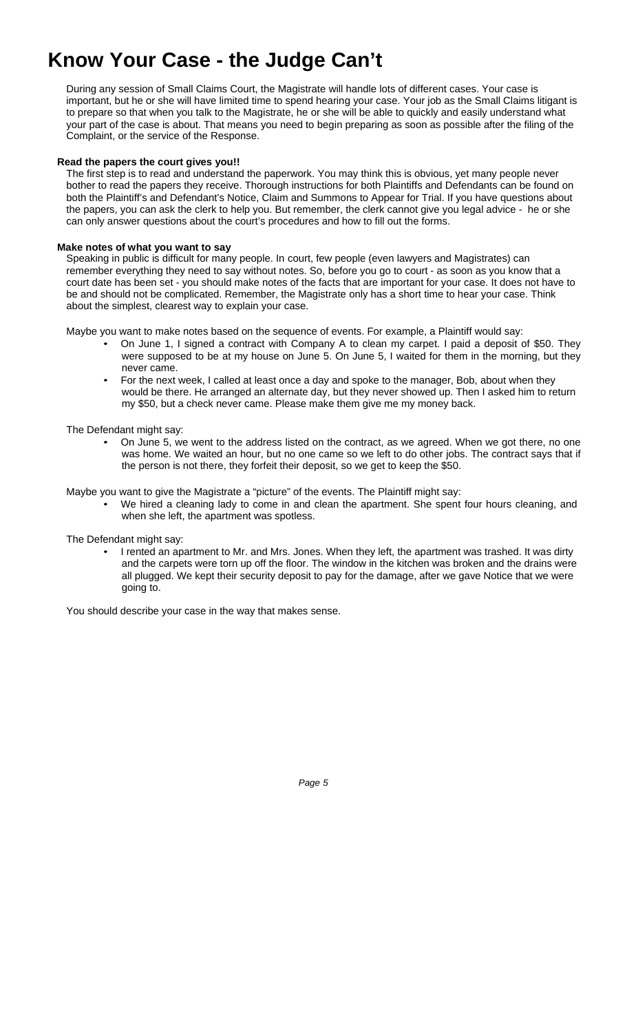# Know Your Case - the Judge Can't

During any session of Small Claims Court, the Magistrate will handle lots of different cases. Your case is important, but he or she will have limited time to spend hearing your case. Your job as the Small Claims litigant is to prepare so that when you talk to the Magistrate, he or she will be able to quickly and easily understand what your part of the case is about. That means you need to begin preparing as soon as possible after the filing of the Complaint, or the service of the Response.

**Read the papers the court gives you!!**

The first step is to read and understand the paperwork. You may think this is obvious, yet many people never bother to read the papers they receive. Thorough instructions for both Plaintiffs and Defendants can be found on both the Plaintiff's and Defendant's Notice, Claim and Summons to Appear for Trial. If you have questions about the papers, you can ask the clerk to help you. But remember, the clerk cannot give you legal advice - he or she can only answer questions about the court's procedures and how to fill out the forms.

**Make notes of what you want to say**

Speaking in public is difficult for many people. In court, few people (even lawyers and Magistrates) can remember everything they need to say without notes. So, before you go to court - as soon as you know that a court date has been set - you should make notes of the facts that are important for your case. It does not have to be and should not be complicated. Remember, the Magistrate only has a short time to hear your case. Think about the simplest, clearest way to explain your case.

Maybe you want to make notes based on the sequence of events. For example, a Plaintiff would say:

- On June 1, I signed a contract with Company A to clean my carpet. I paid a deposit of $50. They were supposed to be at my house on June 5. On June 5, I waited for them in the morning, but they never came.
- For the next week, I called at least once a day and spoke to the manager, Bob, about when they would be there. He arranged an alternate day, but they never showed up. Then I asked him to return my $50, but a check never came. Please make them give me my money back.

The Defendant might say:

- On June 5, we went to the address listed on the contract, as we agreed. When we got there, no one was home. We waited an hour, but no one came so we left to do other jobs. The contract says that if the person is not there, they forfeit their deposit, so we get to keep the $50.

Maybe you want to give the Magistrate a "picture" of the events. The Plaintiff might say:

- We hired a cleaning lady to come in and clean the apartment. She spent four hours cleaning, and when she left, the apartment was spotless.

The Defendant might say:

- I rented an apartment to Mr. and Mrs. Jones. When they left, the apartment was trashed. It was dirty and the carpets were torn up off the floor. The window in the kitchen was broken and the drains were all plugged. We kept their security deposit to pay for the damage, after we gave Notice that we were going to.

You should describe your case in the way that makes sense.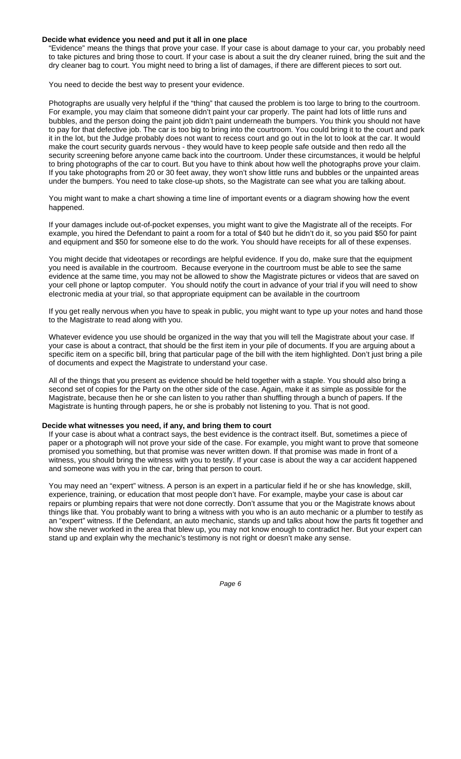**Decide what evidence you need and put it all in one place**

"Evidence" means the things that prove your case. If your case is about damage to your car, you probably need to take pictures and bring those to court. If your case is about a suit the dry cleaner ruined, bring the suit and the dry cleaner bag to court. You might need to bring a list of damages, if there are different pieces to sort out.

You need to decide the best way to present your evidence.

Photographs are usually very helpful if the "thing" that caused the problem is too large to bring to the courtroom. For example, you may claim that someone didn't paint your car properly. The paint had lots of little runs and bubbles, and the person doing the paint job didn't paint underneath the bumpers. You think you should not have to pay for that defective job. The car is too big to bring into the courtroom. You could bring it to the court and park it in the lot, but the Judge probably does not want to recess court and go out in the lot to look at the car. It would make the court security guards nervous - they would have to keep people safe outside and then redo all the security screening before anyone came back into the courtroom. Under these circumstances, it would be helpful to bring photographs of the car to court. But you have to think about how well the photographs prove your claim. If you take photographs from 20 or 30 feet away, they won't show little runs and bubbles or the unpainted areas under the bumpers. You need to take close-up shots, so the Magistrate can see what you are talking about.

You might want to make a chart showing a time line of important events or a diagram showing how the event happened.

If your damages include out-of-pocket expenses, you might want to give the Magistrate all of the receipts. For example, you hired the Defendant to paint a room for a total of $40 but he didn't do it, so you paid $50 for paint and equipment and $50 for someone else to do the work. You should have receipts for all of these expenses.

You might decide that videotapes or recordings are helpful evidence. If you do, make sure that the equipment you need is available in the courtroom. Because everyone in the courtroom must be able to see the same evidence at the same time, you may not be allowed to show the Magistrate pictures or videos that are saved on your cell phone or laptop computer. You should notify the court in advance of your trial if you will need to show electronic media at your trial, so that appropriate equipment can be available in the courtroom

If you get really nervous when you have to speak in public, you might want to type up your notes and hand those to the Magistrate to read along with you.

Whatever evidence you use should be organized in the way that you will tell the Magistrate about your case. If your case is about a contract, that should be the first item in your pile of documents. If you are arguing about a specific item on a specific bill, bring that particular page of the bill with the item highlighted. Don't just bring a pile of documents and expect the Magistrate to understand your case.

All of the things that you present as evidence should be held together with a staple. You should also bring a second set of copies for the Party on the other side of the case. Again, make it as simple as possible for the Magistrate, because then he or she can listen to you rather than shuffling through a bunch of papers. If the Magistrate is hunting through papers, he or she is probably not listening to you. That is not good.

**Decide what witnesses you need, if any, and bring them to court**

If your case is about what a contract says, the best evidence is the contract itself. But, sometimes a piece of paper or a photograph will not prove your side of the case. For example, you might want to prove that someone promised you something, but that promise was never written down. If that promise was made in front of a witness, you should bring the witness with you to testify. If your case is about the way a car accident happened and someone was with you in the car, bring that person to court.

You may need an "expert" witness. A person is an expert in a particular field if he or she has knowledge, skill, experience, training, or education that most people don't have. For example, maybe your case is about car repairs or plumbing repairs that were not done correctly. Don't assume that you or the Magistrate knows about things like that. You probably want to bring a witness with you who is an auto mechanic or a plumber to testify as an "expert" witness. If the Defendant, an auto mechanic, stands up and talks about how the parts fit together and how she never worked in the area that blew up, you may not know enough to contradict her. But your expert can stand up and explain why the mechanic's testimony is not right or doesn't make any sense.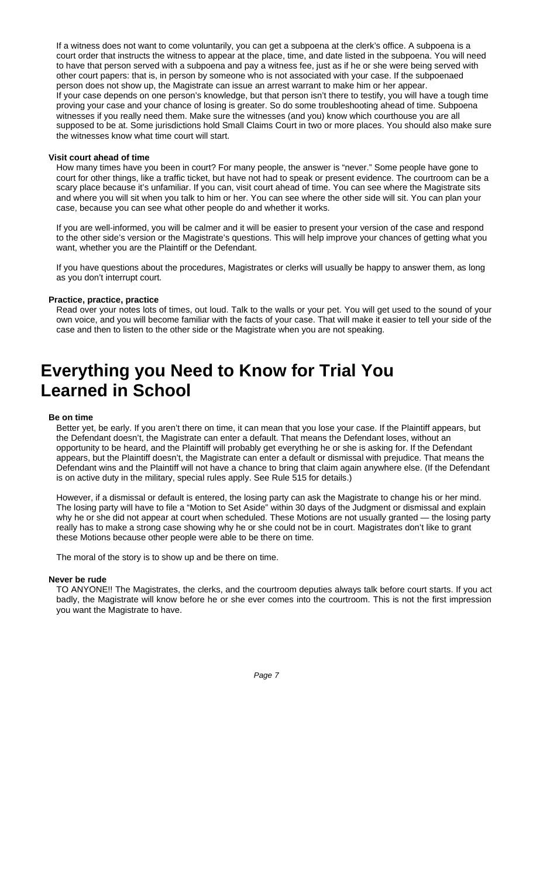If a witness does not want to come voluntarily, you can get a subpoena at the clerk's office. A subpoena is a court order that instructs the witness to appear at the place, time, and date listed in the subpoena. You will need to have that person served with a subpoena and pay a witness fee, just as if he or she were being served with other court papers: that is, in person by someone who is not associated with your case. If the subpoenaed person does not show up, the Magistrate can issue an arrest warrant to make him or her appear.
If your case depends on one person's knowledge, but that person isn't there to testify, you will have a tough time proving your case and your chance of losing is greater. So do some troubleshooting ahead of time. Subpoena witnesses if you really need them. Make sure the witnesses (and you) know which courthouse you are all supposed to be at. Some jurisdictions hold Small Claims Court in two or more places. You should also make sure the witnesses know what time court will start.

### Visit court ahead of time

How many times have you been in court? For many people, the answer is "never." Some people have gone to court for other things, like a traffic ticket, but have not had to speak or present evidence. The courtroom can be a scary place because it's unfamiliar. If you can, visit court ahead of time. You can see where the Magistrate sits and where you will sit when you talk to him or her. You can see where the other side will sit. You can plan your case, because you can see what other people do and whether it works.

If you are well-informed, you will be calmer and it will be easier to present your version of the case and respond to the other side's version or the Magistrate's questions. This will help improve your chances of getting what you want, whether you are the Plaintiff or the Defendant.

If you have questions about the procedures, Magistrates or clerks will usually be happy to answer them, as long as you don't interrupt court.

### Practice, practice, practice

Read over your notes lots of times, out loud. Talk to the walls or your pet. You will get used to the sound of your own voice, and you will become familiar with the facts of your case. That will make it easier to tell your side of the case and then to listen to the other side or the Magistrate when you are not speaking.

# Everything you Need to Know for Trial You Learned in School

### Be on time

Better yet, be early. If you aren't there on time, it can mean that you lose your case. If the Plaintiff appears, but the Defendant doesn't, the Magistrate can enter a default. That means the Defendant loses, without an opportunity to be heard, and the Plaintiff will probably get everything he or she is asking for. If the Defendant appears, but the Plaintiff doesn't, the Magistrate can enter a default or dismissal with prejudice. That means the Defendant wins and the Plaintiff will not have a chance to bring that claim again anywhere else. (If the Defendant is on active duty in the military, special rules apply. See Rule 515 for details.)

However, if a dismissal or default is entered, the losing party can ask the Magistrate to change his or her mind. The losing party will have to file a "Motion to Set Aside" within 30 days of the Judgment or dismissal and explain why he or she did not appear at court when scheduled. These Motions are not usually granted — the losing party really has to make a strong case showing why he or she could not be in court. Magistrates don't like to grant these Motions because other people were able to be there on time.

The moral of the story is to show up and be there on time.

### Never be rude

TO ANYONE!! The Magistrates, the clerks, and the courtroom deputies always talk before court starts. If you act badly, the Magistrate will know before he or she ever comes into the courtroom. This is not the first impression you want the Magistrate to have.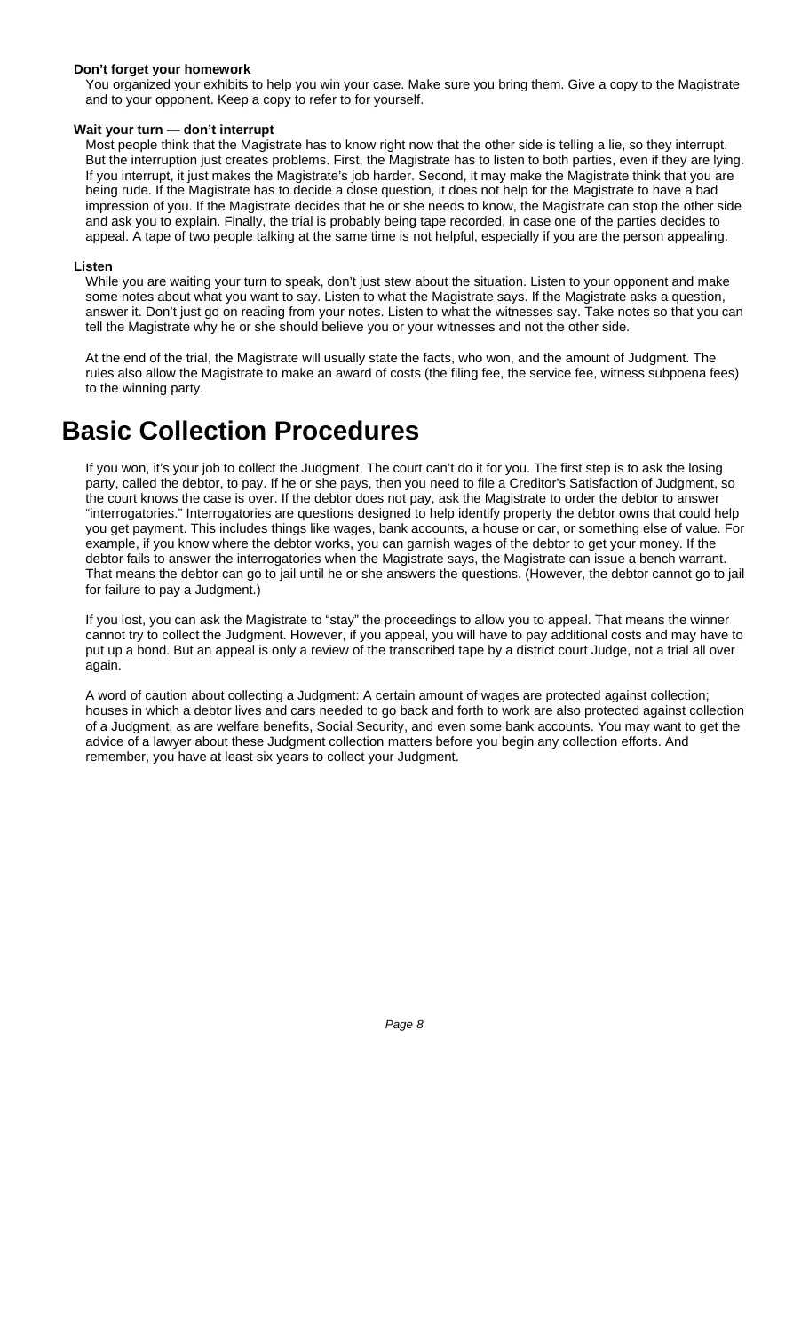**Don't forget your homework**

You organized your exhibits to help you win your case. Make sure you bring them. Give a copy to the Magistrate and to your opponent. Keep a copy to refer to for yourself.

**Wait your turn — don't interrupt**

Most people think that the Magistrate has to know right now that the other side is telling a lie, so they interrupt. But the interruption just creates problems. First, the Magistrate has to listen to both parties, even if they are lying. If you interrupt, it just makes the Magistrate's job harder. Second, it may make the Magistrate think that you are being rude. If the Magistrate has to decide a close question, it does not help for the Magistrate to have a bad impression of you. If the Magistrate decides that he or she needs to know, the Magistrate can stop the other side and ask you to explain. Finally, the trial is probably being tape recorded, in case one of the parties decides to appeal. A tape of two people talking at the same time is not helpful, especially if you are the person appealing.

**Listen**

While you are waiting your turn to speak, don't just stew about the situation. Listen to your opponent and make some notes about what you want to say. Listen to what the Magistrate says. If the Magistrate asks a question, answer it. Don't just go on reading from your notes. Listen to what the witnesses say. Take notes so that you can tell the Magistrate why he or she should believe you or your witnesses and not the other side.

At the end of the trial, the Magistrate will usually state the facts, who won, and the amount of Judgment. The rules also allow the Magistrate to make an award of costs (the filing fee, the service fee, witness subpoena fees) to the winning party.

# Basic Collection Procedures

If you won, it's your job to collect the Judgment. The court can't do it for you. The first step is to ask the losing party, called the debtor, to pay. If he or she pays, then you need to file a Creditor's Satisfaction of Judgment, so the court knows the case is over. If the debtor does not pay, ask the Magistrate to order the debtor to answer "interrogatories." Interrogatories are questions designed to help identify property the debtor owns that could help you get payment. This includes things like wages, bank accounts, a house or car, or something else of value. For example, if you know where the debtor works, you can garnish wages of the debtor to get your money. If the debtor fails to answer the interrogatories when the Magistrate says, the Magistrate can issue a bench warrant. That means the debtor can go to jail until he or she answers the questions. (However, the debtor cannot go to jail for failure to pay a Judgment.)

If you lost, you can ask the Magistrate to "stay" the proceedings to allow you to appeal. That means the winner cannot try to collect the Judgment. However, if you appeal, you will have to pay additional costs and may have to put up a bond. But an appeal is only a review of the transcribed tape by a district court Judge, not a trial all over again.

A word of caution about collecting a Judgment: A certain amount of wages are protected against collection; houses in which a debtor lives and cars needed to go back and forth to work are also protected against collection of a Judgment, as are welfare benefits, Social Security, and even some bank accounts. You may want to get the advice of a lawyer about these Judgment collection matters before you begin any collection efforts. And remember, you have at least six years to collect your Judgment.